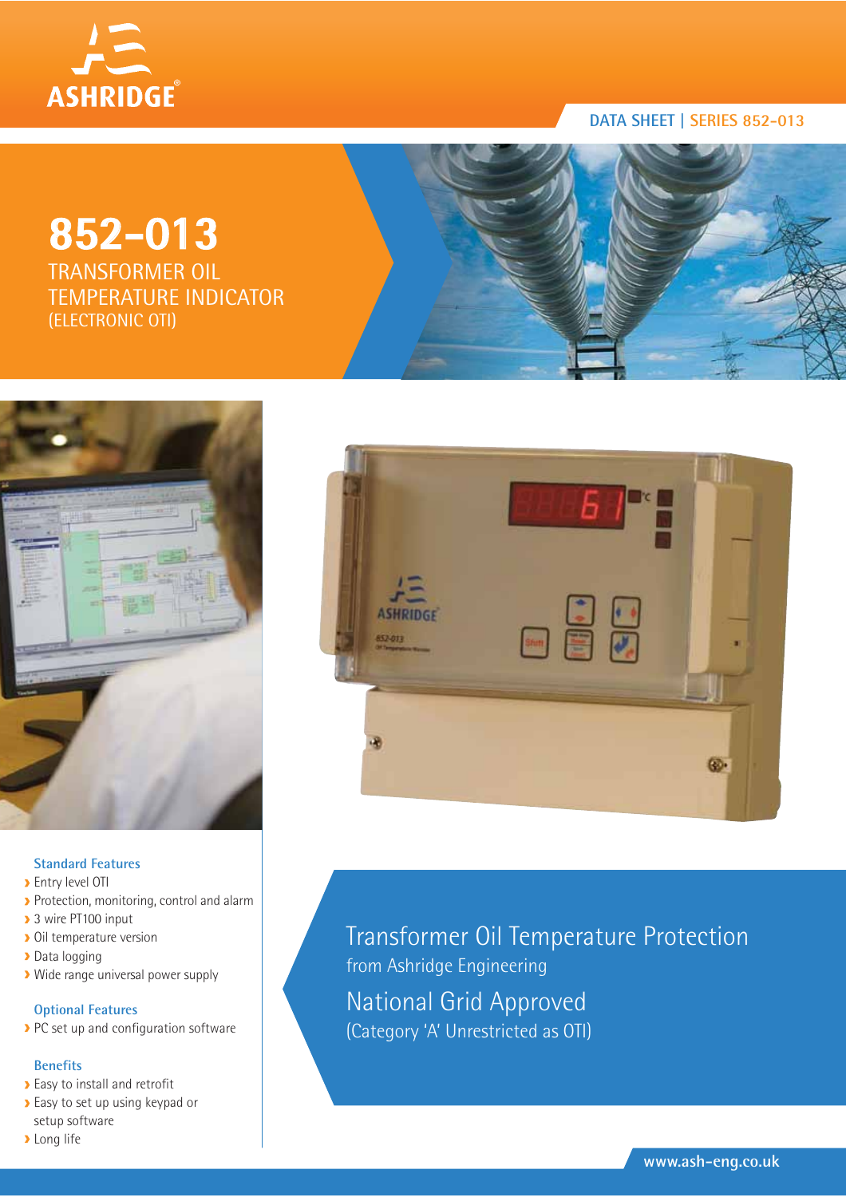DATA SHEET | SERIES 852-013

# 852-013

## TRANSFORMER OIL TEMPERATURE INDICATOR (ELECTRONIC OTI)

### Standard Features

- Entry level OTI
- Protection, monitoring, control and alarm
- 3 wire PT100 input
- Oil temperature version
- Data logging
- Wide range universal power supply

### Optional Features

- PC set up and configuration software

### Benefits

- Easy to install and retrofit
- Easy to set up using keypad or setup software
- Long life

## Transformer Oil Temperature Protection

from Ashridge Engineering

## National Grid Approved

(Category 'A' Unrestricted as OTI)

www.ash-eng.co.uk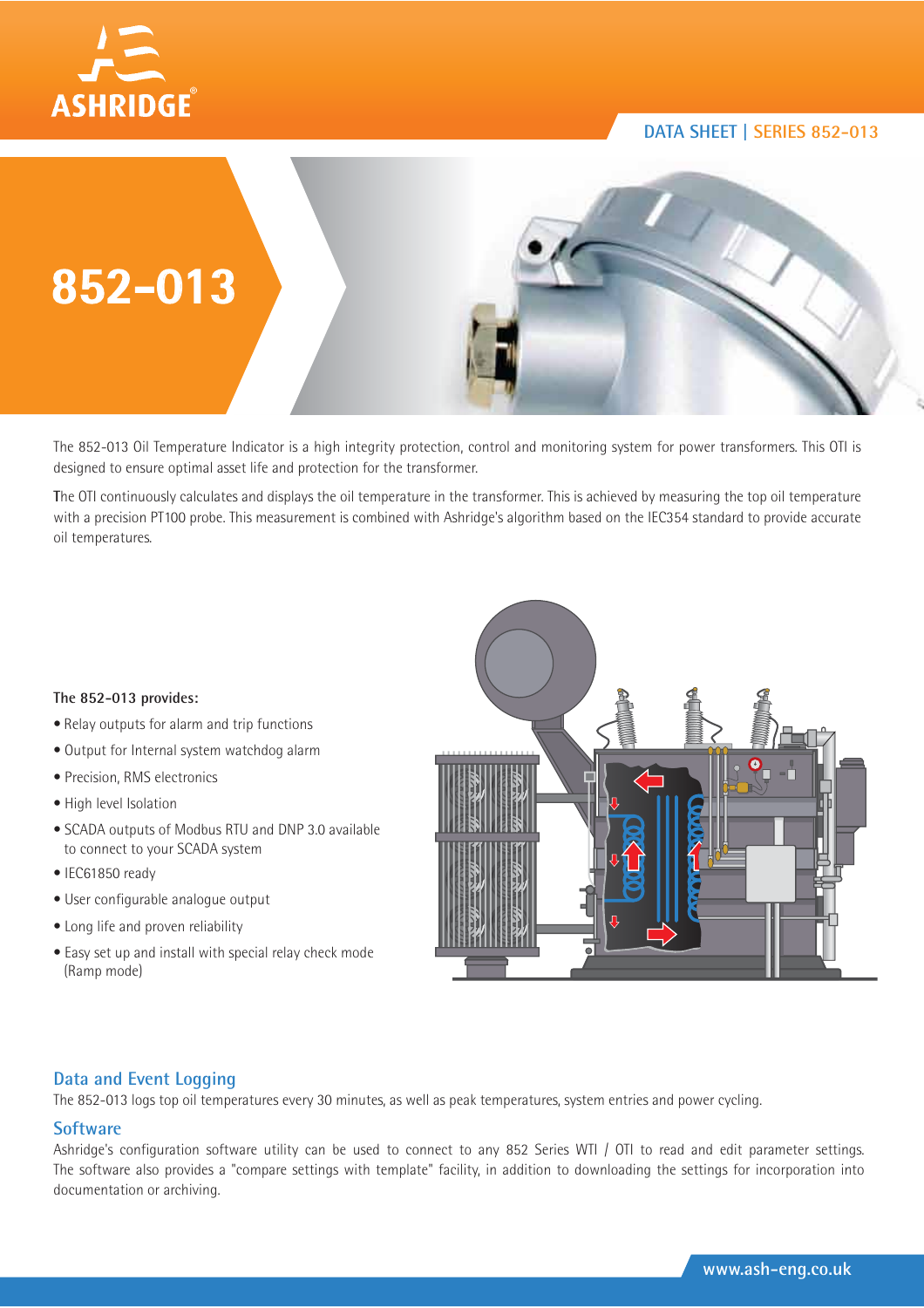DATA SHEET | SERIES 852-013

# 852-013

The 852-013 Oil Temperature Indicator is a high integrity protection, control and monitoring system for power transformers. This OTI is designed to ensure optimal asset life and protection for the transformer.

The OTI continuously calculates and displays the oil temperature in the transformer. This is achieved by measuring the top oil temperature with a precision PT100 probe. This measurement is combined with Ashridge's algorithm based on the IEC354 standard to provide accurate oil temperatures.

**The 852-013 provides:**

- Relay outputs for alarm and trip functions
- Output for Internal system watchdog alarm
- Precision, RMS electronics
- High level Isolation
- SCADA outputs of Modbus RTU and DNP 3.0 available to connect to your SCADA system
- IEC61850 ready
- User configurable analogue output
- Long life and proven reliability
- Easy set up and install with special relay check mode (Ramp mode)

## Data and Event Logging

The 852-013 logs top oil temperatures every 30 minutes, as well as peak temperatures, system entries and power cycling.

## Software

Ashridge's configuration software utility can be used to connect to any 852 Series WTI / OTI to read and edit parameter settings. The software also provides a "compare settings with template" facility, in addition to downloading the settings for incorporation into documentation or archiving.

www.ash-eng.co.uk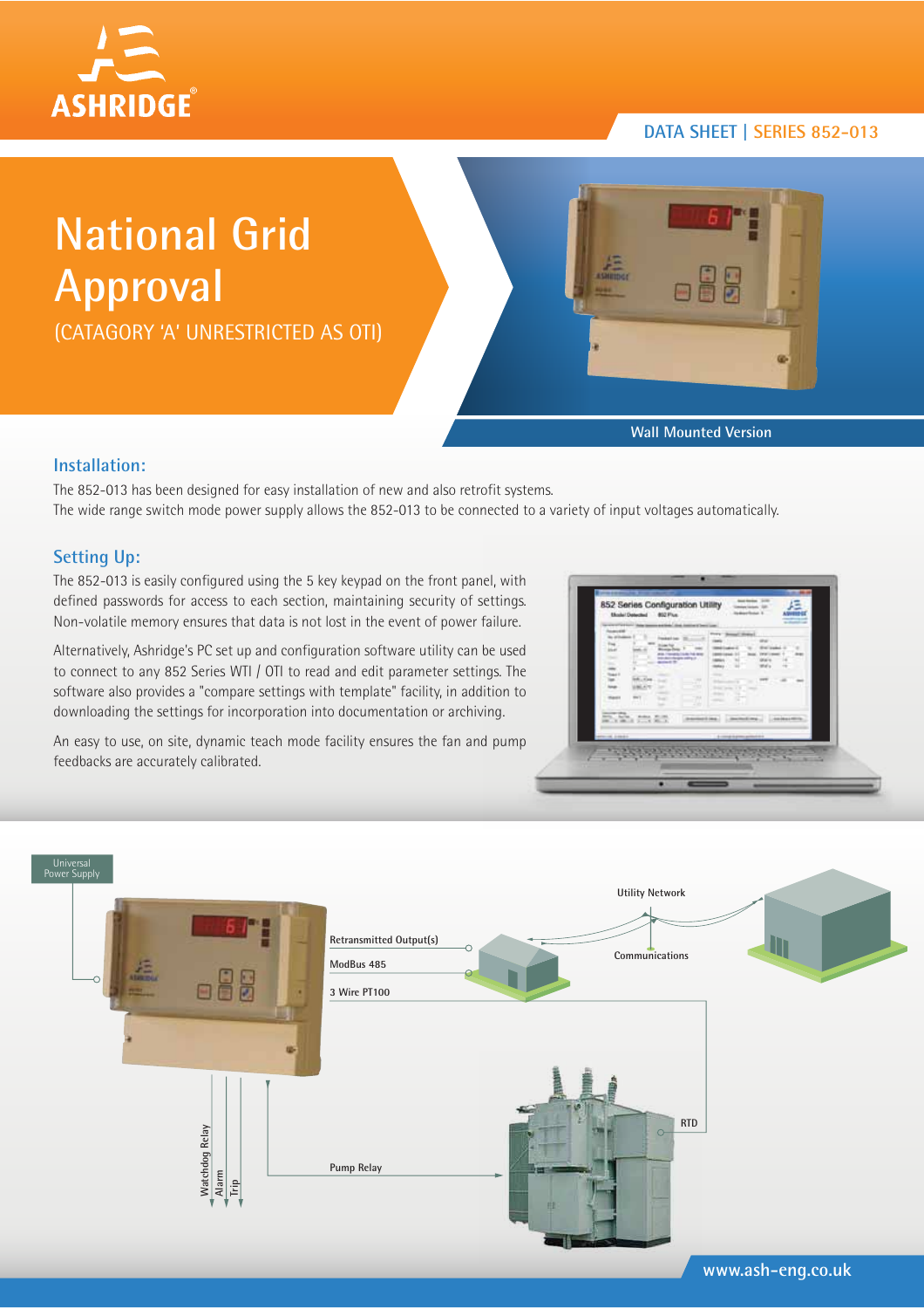DATA SHEET | SERIES 852-013

# National Grid Approval

(CATAGORY 'A' UNRESTRICTED AS OTI)

Wall Mounted Version

## Installation:

The 852-013 has been designed for easy installation of new and also retrofit systems.
The wide range switch mode power supply allows the 852-013 to be connected to a variety of input voltages automatically.

## Setting Up:

The 852-013 is easily configured using the 5 key keypad on the front panel, with defined passwords for access to each section, maintaining security of settings. Non-volatile memory ensures that data is not lost in the event of power failure.

Alternatively, Ashridge's PC set up and configuration software utility can be used to connect to any 852 Series WTI / OTI to read and edit parameter settings. The software also provides a "compare settings with template" facility, in addition to downloading the settings for incorporation into documentation or archiving.

An easy to use, on site, dynamic teach mode facility ensures the fan and pump feedbacks are accurately calibrated.

Universal Power Supply

Retransmitted Output(s)

ModBus 485

3 Wire PT100

Utility Network

Communications

RTD

Watchdog Relay

Alarm

Trip

Pump Relay

www.ash-eng.co.uk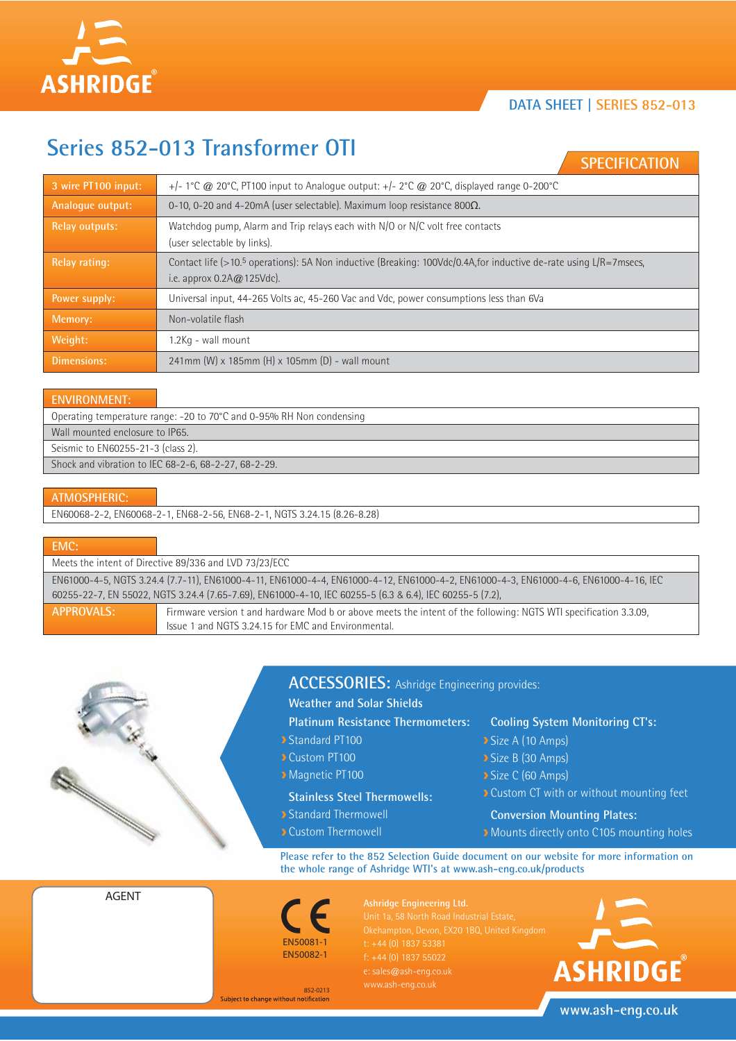DATA SHEET | SERIES 852-013

# Series 852-013 Transformer OTI

## SPECIFICATION

| | |
|---|---|
| 3 wire PT100 input: | +/- 1°C @ 20°C, PT100 input to Analogue output: +/- 2°C @ 20°C, displayed range 0-200°C |
| Analogue output: | 0-10, 0-20 and 4-20mA (user selectable). Maximum loop resistance 800Ω. |
| Relay outputs: | Watchdog pump, Alarm and Trip relays each with N/O or N/C volt free contacts (user selectable by links). |
| Relay rating: | Contact life (>10.5 operations): 5A Non inductive (Breaking: 100Vdc/0.4A,for inductive de-rate using L/R=7msecs, i.e. approx 0.2A@125Vdc). |
| Power supply: | Universal input, 44-265 Volts ac, 45-260 Vac and Vdc, power consumptions less than 6Va |
| Memory: | Non-volatile flash |
| Weight: | 1.2Kg - wall mount |
| Dimensions: | 241mm (W) x 185mm (H) x 105mm (D) - wall mount |

### ENVIRONMENT:

- Operating temperature range: -20 to 70°C and 0-95% RH Non condensing
- Wall mounted enclosure to IP65.
- Seismic to EN60255-21-3 (class 2).
- Shock and vibration to IEC 68-2-6, 68-2-27, 68-2-29.

### ATMOSPHERIC:

EN60068-2-2, EN60068-2-1, EN68-2-56, EN68-2-1, NGTS 3.24.15 (8.26-8.28)

### EMC:

Meets the intent of Directive 89/336 and LVD 73/23/ECC

EN61000-4-5, NGTS 3.24.4 (7.7-11), EN61000-4-11, EN61000-4-4, EN61000-4-12, EN61000-4-2, EN61000-4-3, EN61000-4-6, EN61000-4-16, IEC 60255-22-7, EN 55022, NGTS 3.24.4 (7.65-7.69), EN61000-4-10, IEC 60255-5 (6.3 & 6.4), IEC 60255-5 (7.2),

**APPROVALS:** Firmware version t and hardware Mod b or above meets the intent of the following: NGTS WTI specification 3.3.09, Issue 1 and NGTS 3.24.15 for EMC and Environmental.

## ACCESSORIES: Ashridge Engineering provides:

**Weather and Solar Shields**

**Platinum Resistance Thermometers:**
- Standard PT100
- Custom PT100
- Magnetic PT100

**Stainless Steel Thermowells:**
- Standard Thermowell
- Custom Thermowell

**Cooling System Monitoring CT's:**
- Size A (10 Amps)
- Size B (30 Amps)
- Size C (60 Amps)
- Custom CT with or without mounting feet

**Conversion Mounting Plates:**
- Mounts directly onto C105 mounting holes

Please refer to the 852 Selection Guide document on our website for more information on the whole range of Ashridge WTI's at www.ash-eng.co.uk/products

AGENT

EN50081-1
EN50082-1

852-0213
Subject to change without notification

**Ashridge Engineering Ltd.**
Unit 1a, 58 North Road Industrial Estate,
Okehampton, Devon, EX20 1BQ, United Kingdom
t: +44 (0) 1837 53381
f: +44 (0) 1837 55022
e: sales@ash-eng.co.uk
www.ash-eng.co.uk

ASHRIDGE

www.ash-eng.co.uk